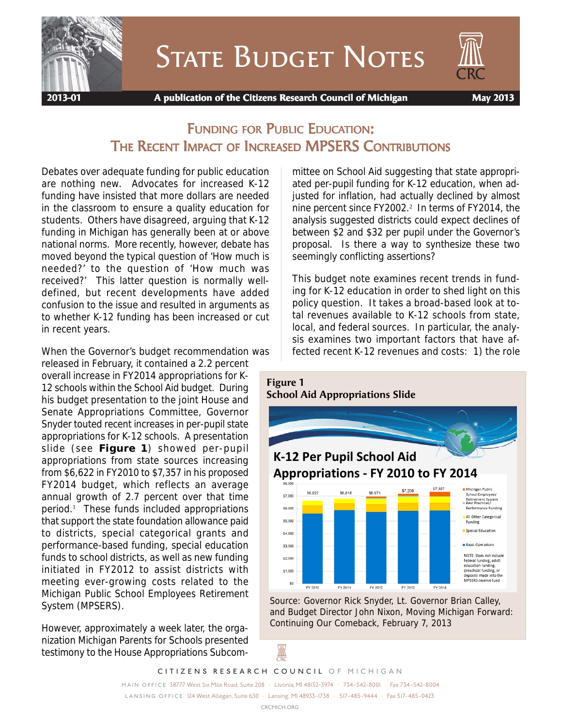# State Budget Notes

2013-01 — A publication of the Citizens Research Council of Michigan — May 2013

## Funding for Public Education: The Recent Impact of Increased MPSERS Contributions

Debates over adequate funding for public education are nothing new. Advocates for increased K-12 funding have insisted that more dollars are needed in the classroom to ensure a quality education for students. Others have disagreed, arguing that K-12 funding in Michigan has generally been at or above national norms. More recently, however, debate has moved beyond the typical question of 'How much is needed?' to the question of 'How much was received?' This latter question is normally well-defined, but recent developments have added confusion to the issue and resulted in arguments as to whether K-12 funding has been increased or cut in recent years.

When the Governor's budget recommendation was released in February, it contained a 2.2 percent overall increase in FY2014 appropriations for K-12 schools within the School Aid budget. During his budget presentation to the joint House and Senate Appropriations Committee, Governor Snyder touted recent increases in per-pupil state appropriations for K-12 schools. A presentation slide (see **Figure 1**) showed per-pupil appropriations from state sources increasing from $6,622 in FY2010 to $7,357 in his proposed FY2014 budget, which reflects an average annual growth of 2.7 percent over that time period.[1] These funds included appropriations that support the state foundation allowance paid to districts, special categorical grants and performance-based funding, special education funds to school districts, as well as new funding initiated in FY2012 to assist districts with meeting ever-growing costs related to the Michigan Public School Employees Retirement System (MPSERS).

However, approximately a week later, the organization Michigan Parents for Schools presented testimony to the House Appropriations Subcommittee on School Aid suggesting that state appropriated per-pupil funding for K-12 education, when adjusted for inflation, had actually declined by almost nine percent since FY2002.[2] In terms of FY2014, the analysis suggested districts could expect declines of between $2 and $32 per pupil under the Governor's proposal. Is there a way to synthesize these two seemingly conflicting assertions?

This budget note examines recent trends in funding for K-12 education in order to shed light on this policy question. It takes a broad-based look at total revenues available to K-12 schools from state, local, and federal sources. In particular, the analysis examines two important factors that have affected recent K-12 revenues and costs: 1) the role

**Figure 1**
**School Aid Appropriations Slide**

K-12 Per Pupil School Aid Appropriations - FY 2010 to FY 2014

Source: Governor Rick Snyder, Lt. Governor Brian Calley, and Budget Director John Nixon, Moving Michigan Forward: Continuing Our Comeback, February 7, 2013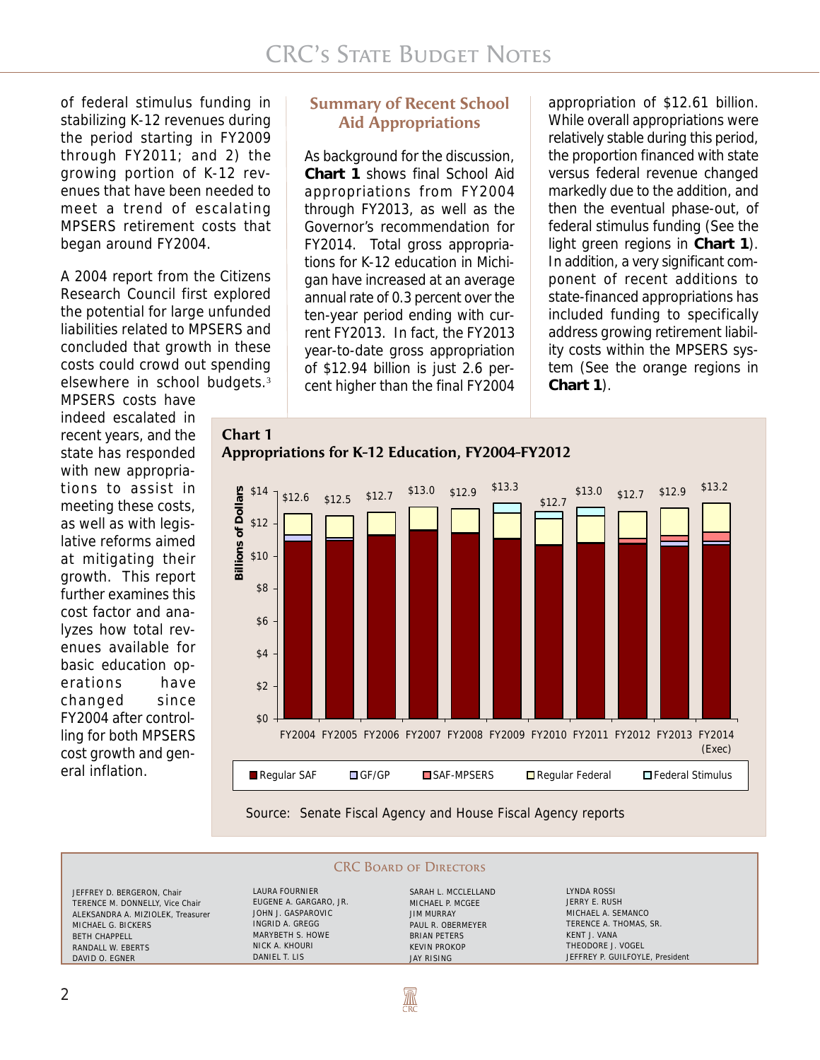of federal stimulus funding in stabilizing K-12 revenues during the period starting in FY2009 through FY2011; and 2) the growing portion of K-12 revenues that have been needed to meet a trend of escalating MPSERS retirement costs that began around FY2004.

A 2004 report from the Citizens Research Council first explored the potential for large unfunded liabilities related to MPSERS and concluded that growth in these costs could crowd out spending elsewhere in school budgets.[3] MPSERS costs have indeed escalated in recent years, and the state has responded with new appropriations to assist in meeting these costs, as well as with legislative reforms aimed at mitigating their growth. This report further examines this cost factor and analyzes how total revenues available for basic education operations have changed since FY2004 after controlling for both MPSERS cost growth and general inflation.

## Summary of Recent School Aid Appropriations

As background for the discussion, **Chart 1** shows final School Aid appropriations from FY2004 through FY2013, as well as the Governor's recommendation for FY2014. Total gross appropriations for K-12 education in Michigan have increased at an average annual rate of 0.3 percent over the ten-year period ending with current FY2013. In fact, the FY2013 year-to-date gross appropriation of $12.94 billion is just 2.6 percent higher than the final FY2004 appropriation of $12.61 billion. While overall appropriations were relatively stable during this period, the proportion financed with state versus federal revenue changed markedly due to the addition, and then the eventual phase-out, of federal stimulus funding (See the light green regions in **Chart 1**). In addition, a very significant component of recent additions to state-financed appropriations has included funding to specifically address growing retirement liability costs within the MPSERS system (See the orange regions in **Chart 1**).

**Chart 1**
**Appropriations for K-12 Education, FY2004-FY2012**

| Fiscal Year | Total (Billions of Dollars) |
|---|---|
| FY2004 | $12.6 |
| FY2005 | $12.5 |
| FY2006 | $12.7 |
| FY2007 | $13.0 |
| FY2008 | $12.9 |
| FY2009 | $13.3 |
| FY2010 | $12.7 |
| FY2011 | $13.0 |
| FY2012 | $12.7 |
| FY2013 | $12.9 |
| FY2014 (Exec) | $13.2 |

Legend: Regular SAF, GF/GP, SAF-MPSERS, Regular Federal, Federal Stimulus

Source: Senate Fiscal Agency and House Fiscal Agency reports

### CRC Board of Directors

JEFFREY D. BERGERON, Chair
TERENCE M. DONNELLY, Vice Chair
ALEKSANDRA A. MIZIOLEK, Treasurer
MICHAEL G. BICKERS
BETH CHAPPELL
RANDALL W. EBERTS
DAVID O. EGNER
LAURA FOURNIER
EUGENE A. GARGARO, JR.
JOHN J. GASPAROVIC
INGRID A. GREGG
MARYBETH S. HOWE
NICK A. KHOURI
DANIEL T. LIS
SARAH L. MCCLELLAND
MICHAEL P. MCGEE
JIM MURRAY
PAUL R. OBERMEYER
BRIAN PETERS
KEVIN PROKOP
JAY RISING
LYNDA ROSSI
JERRY E. RUSH
MICHAEL A. SEMANCO
TERENCE A. THOMAS, SR.
KENT J. VANA
THEODORE J. VOGEL
JEFFREY P. GUILFOYLE, President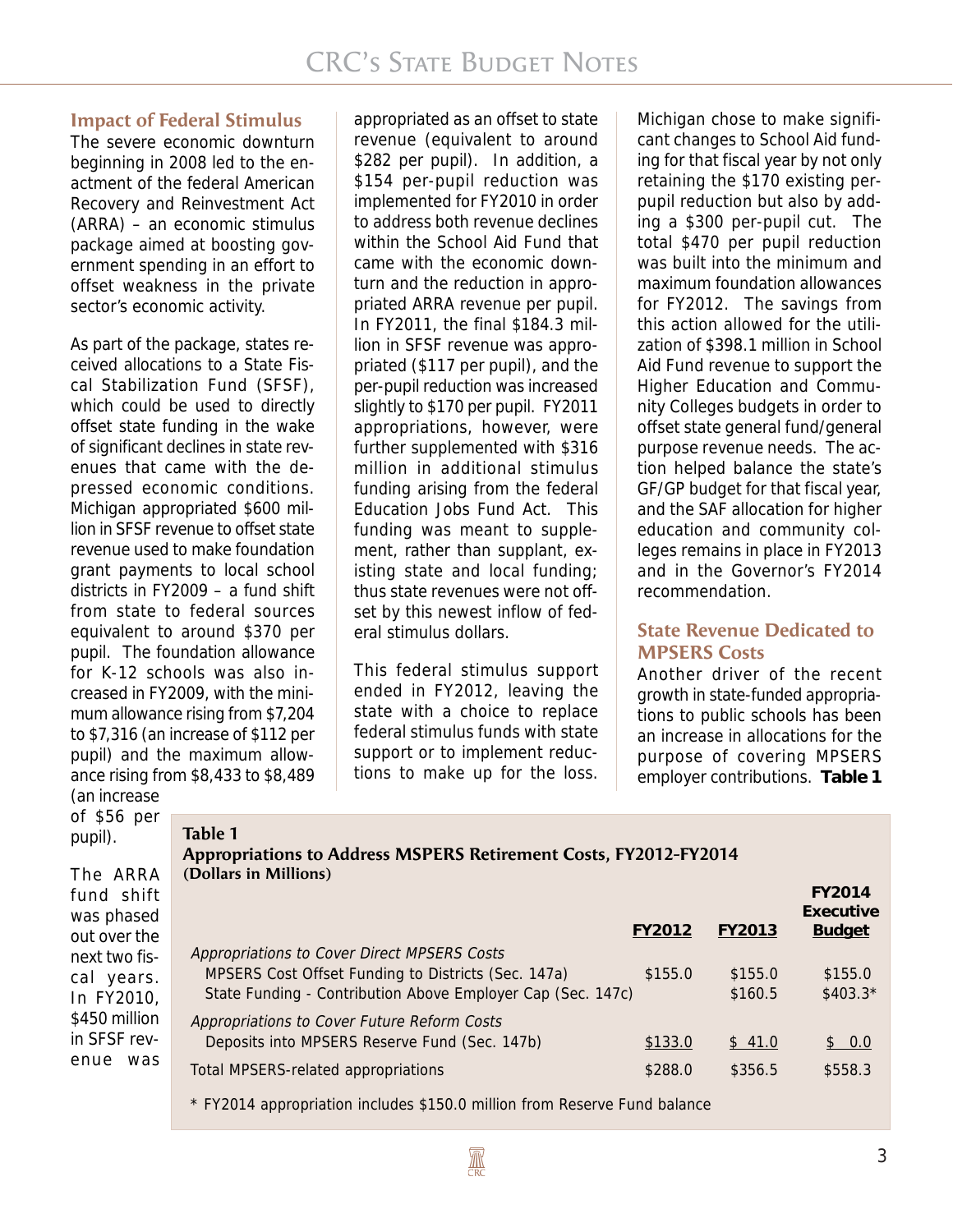## Impact of Federal Stimulus

The severe economic downturn beginning in 2008 led to the enactment of the federal American Recovery and Reinvestment Act (ARRA) – an economic stimulus package aimed at boosting government spending in an effort to offset weakness in the private sector's economic activity.

As part of the package, states received allocations to a State Fiscal Stabilization Fund (SFSF), which could be used to directly offset state funding in the wake of significant declines in state revenues that came with the depressed economic conditions. Michigan appropriated $600 million in SFSF revenue to offset state revenue used to make foundation grant payments to local school districts in FY2009 – a fund shift from state to federal sources equivalent to around $370 per pupil. The foundation allowance for K-12 schools was also increased in FY2009, with the minimum allowance rising from $7,204 to $7,316 (an increase of $112 per pupil) and the maximum allowance rising from $8,433 to $8,489 (an increase of $56 per pupil).

The ARRA fund shift was phased out over the next two fiscal years. In FY2010, $450 million in SFSF revenue was appropriated as an offset to state revenue (equivalent to around $282 per pupil). In addition, a $154 per-pupil reduction was implemented for FY2010 in order to address both revenue declines within the School Aid Fund that came with the economic downturn and the reduction in appropriated ARRA revenue per pupil. In FY2011, the final $184.3 million in SFSF revenue was appropriated ($117 per pupil), and the per-pupil reduction was increased slightly to $170 per pupil. FY2011 appropriations, however, were further supplemented with $316 million in additional stimulus funding arising from the federal Education Jobs Fund Act. This funding was meant to supplement, rather than supplant, existing state and local funding; thus state revenues were not offset by this newest inflow of federal stimulus dollars.

This federal stimulus support ended in FY2012, leaving the state with a choice to replace federal stimulus funds with state support or to implement reductions to make up for the loss. Michigan chose to make significant changes to School Aid funding for that fiscal year by not only retaining the $170 existing per-pupil reduction but also by adding a $300 per-pupil cut. The total $470 per pupil reduction was built into the minimum and maximum foundation allowances for FY2012. The savings from this action allowed for the utilization of $398.1 million in School Aid Fund revenue to support the Higher Education and Community Colleges budgets in order to offset state general fund/general purpose revenue needs. The action helped balance the state's GF/GP budget for that fiscal year, and the SAF allocation for higher education and community colleges remains in place in FY2013 and in the Governor's FY2014 recommendation.

## State Revenue Dedicated to MPSERS Costs

Another driver of the recent growth in state-funded appropriations to public schools has been an increase in allocations for the purpose of covering MPSERS employer contributions. **Table 1**

**Table 1**
**Appropriations to Address MSPERS Retirement Costs, FY2012-FY2014**
**(Dollars in Millions)**

| | FY2012 | FY2013 | FY2014 Executive Budget |
|---|---|---|---|
| *Appropriations to Cover Direct MPSERS Costs* | | | |
| MPSERS Cost Offset Funding to Districts (Sec. 147a) | $155.0 | $155.0 | $155.0 |
| State Funding - Contribution Above Employer Cap (Sec. 147c) | | $160.5 | $403.3* |
| *Appropriations to Cover Future Reform Costs* | | | |
| Deposits into MPSERS Reserve Fund (Sec. 147b) | $133.0 | $ 41.0 | $ 0.0 |
| Total MPSERS-related appropriations | $288.0 | $356.5 | $558.3 |

* FY2014 appropriation includes $150.0 million from Reserve Fund balance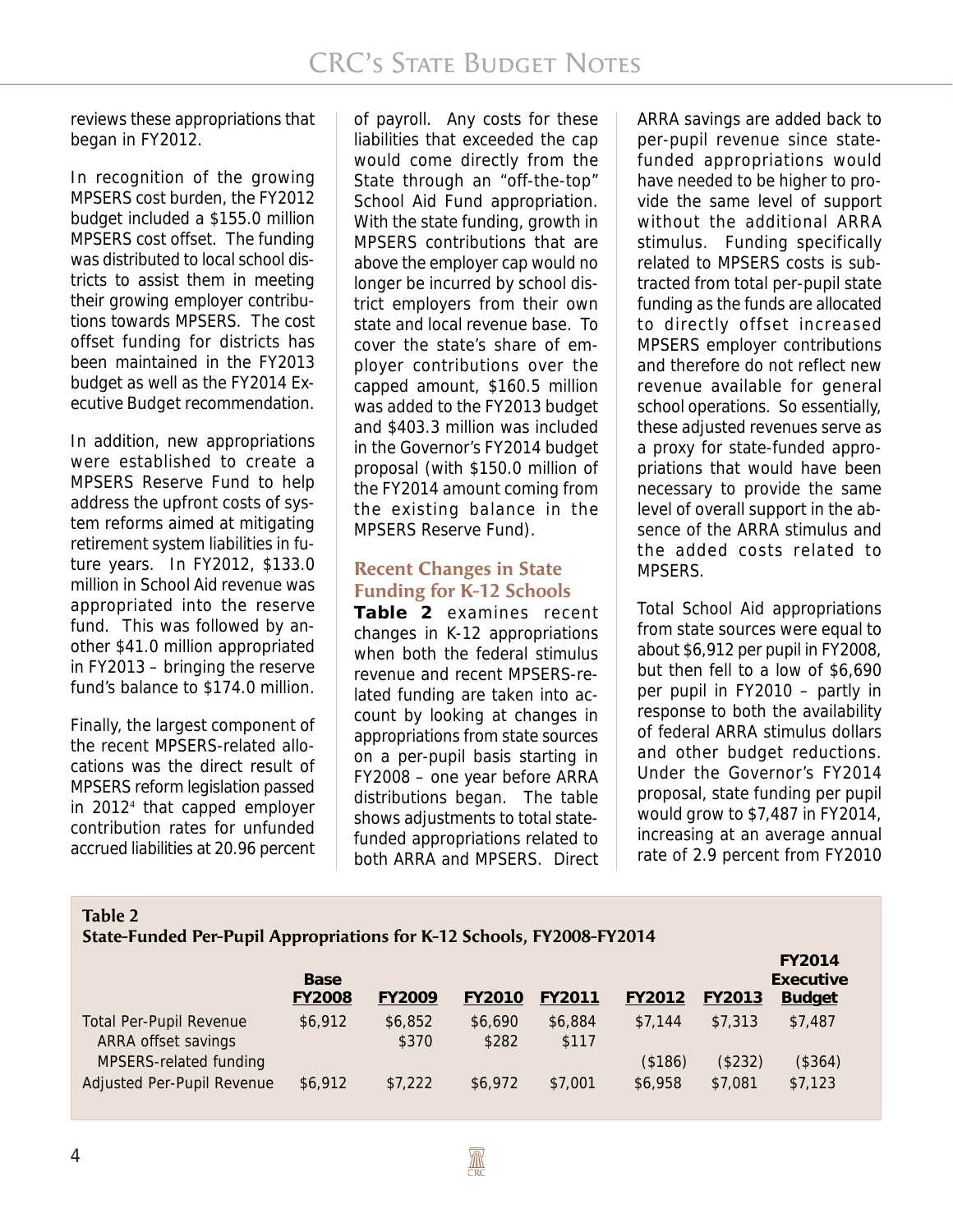reviews these appropriations that began in FY2012.

In recognition of the growing MPSERS cost burden, the FY2012 budget included a $155.0 million MPSERS cost offset. The funding was distributed to local school districts to assist them in meeting their growing employer contributions towards MPSERS. The cost offset funding for districts has been maintained in the FY2013 budget as well as the FY2014 Executive Budget recommendation.

In addition, new appropriations were established to create a MPSERS Reserve Fund to help address the upfront costs of system reforms aimed at mitigating retirement system liabilities in future years. In FY2012, $133.0 million in School Aid revenue was appropriated into the reserve fund. This was followed by another $41.0 million appropriated in FY2013 – bringing the reserve fund's balance to $174.0 million.

Finally, the largest component of the recent MPSERS-related allocations was the direct result of MPSERS reform legislation passed in 2012[4] that capped employer contribution rates for unfunded accrued liabilities at 20.96 percent of payroll. Any costs for these liabilities that exceeded the cap would come directly from the State through an "off-the-top" School Aid Fund appropriation. With the state funding, growth in MPSERS contributions that are above the employer cap would no longer be incurred by school district employers from their own state and local revenue base. To cover the state's share of employer contributions over the capped amount, $160.5 million was added to the FY2013 budget and $403.3 million was included in the Governor's FY2014 budget proposal (with $150.0 million of the FY2014 amount coming from the existing balance in the MPSERS Reserve Fund).

## Recent Changes in State Funding for K-12 Schools

**Table 2** examines recent changes in K-12 appropriations when both the federal stimulus revenue and recent MPSERS-related funding are taken into account by looking at changes in appropriations from state sources on a per-pupil basis starting in FY2008 – one year before ARRA distributions began. The table shows adjustments to total state-funded appropriations related to both ARRA and MPSERS. Direct ARRA savings are added back to per-pupil revenue since state-funded appropriations would have needed to be higher to provide the same level of support without the additional ARRA stimulus. Funding specifically related to MPSERS costs is subtracted from total per-pupil state funding as the funds are allocated to directly offset increased MPSERS employer contributions and therefore do not reflect new revenue available for general school operations. So essentially, these adjusted revenues serve as a proxy for state-funded appropriations that would have been necessary to provide the same level of overall support in the absence of the ARRA stimulus and the added costs related to MPSERS.

Total School Aid appropriations from state sources were equal to about $6,912 per pupil in FY2008, but then fell to a low of $6,690 per pupil in FY2010 – partly in response to both the availability of federal ARRA stimulus dollars and other budget reductions. Under the Governor's FY2014 proposal, state funding per pupil would grow to $7,487 in FY2014, increasing at an average annual rate of 2.9 percent from FY2010

**Table 2**
**State-Funded Per-Pupil Appropriations for K-12 Schools, FY2008-FY2014**

| | Base FY2008 | FY2009 | FY2010 | FY2011 | FY2012 | FY2013 | FY2014 Executive Budget |
|---|---|---|---|---|---|---|---|
| Total Per-Pupil Revenue | $6,912 | $6,852 | $6,690 | $6,884 | $7,144 | $7,313 | $7,487 |
| ARRA offset savings | | $370 | $282 | $117 | | | |
| MPSERS-related funding | | | | | ($186) | ($232) | ($364) |
| Adjusted Per-Pupil Revenue | $6,912 | $7,222 | $6,972 | $7,001 | $6,958 | $7,081 | $7,123 |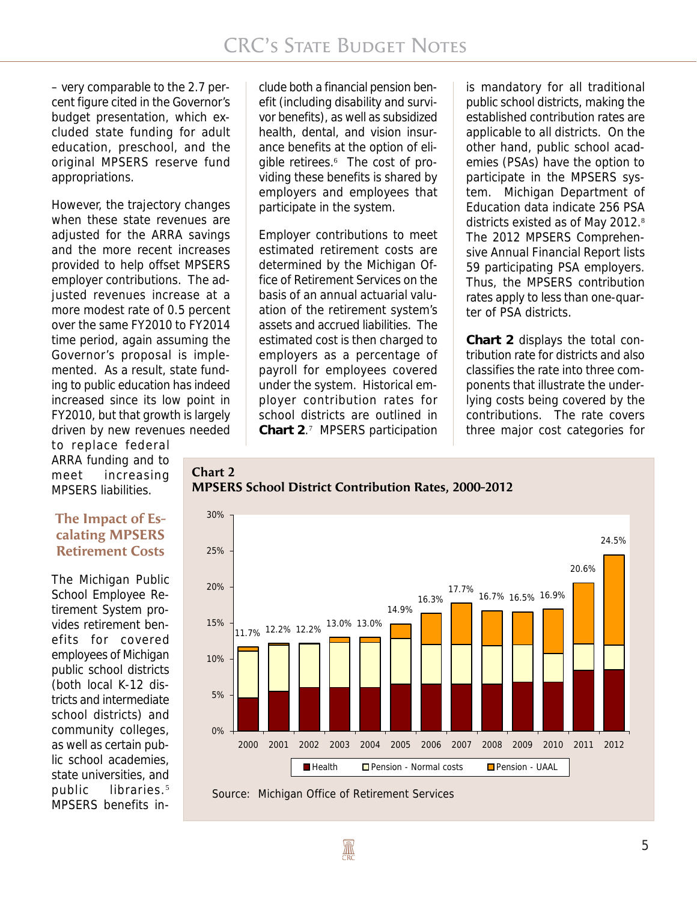– very comparable to the 2.7 percent figure cited in the Governor's budget presentation, which excluded state funding for adult education, preschool, and the original MPSERS reserve fund appropriations.

However, the trajectory changes when these state revenues are adjusted for the ARRA savings and the more recent increases provided to help offset MPSERS employer contributions. The adjusted revenues increase at a more modest rate of 0.5 percent over the same FY2010 to FY2014 time period, again assuming the Governor's proposal is implemented. As a result, state funding to public education has indeed increased since its low point in FY2010, but that growth is largely driven by new revenues needed to replace federal ARRA funding and to meet increasing MPSERS liabilities.

## The Impact of Escalating MPSERS Retirement Costs

The Michigan Public School Employee Retirement System provides retirement benefits for covered employees of Michigan public school districts (both local K-12 districts and intermediate school districts) and community colleges, as well as certain public school academies, state universities, and public libraries.[5] MPSERS benefits include both a financial pension benefit (including disability and survivor benefits), as well as subsidized health, dental, and vision insurance benefits at the option of eligible retirees.[6] The cost of providing these benefits is shared by employers and employees that participate in the system.

Employer contributions to meet estimated retirement costs are determined by the Michigan Office of Retirement Services on the basis of an annual actuarial valuation of the retirement system's assets and accrued liabilities. The estimated cost is then charged to employers as a percentage of payroll for employees covered under the system. Historical employer contribution rates for school districts are outlined in **Chart 2**.[7] MPSERS participation is mandatory for all traditional public school districts, making the established contribution rates are applicable to all districts. On the other hand, public school academies (PSAs) have the option to participate in the MPSERS system. Michigan Department of Education data indicate 256 PSA districts existed as of May 2012.[8] The 2012 MPSERS Comprehensive Annual Financial Report lists 59 participating PSA employers. Thus, the MPSERS contribution rates apply to less than one-quarter of PSA districts.

**Chart 2** displays the total contribution rate for districts and also classifies the rate into three components that illustrate the underlying costs being covered by the contributions. The rate covers three major cost categories for

**Chart 2**
**MPSERS School District Contribution Rates, 2000-2012**

| Year | 2000 | 2001 | 2002 | 2003 | 2004 | 2005 | 2006 | 2007 | 2008 | 2009 | 2010 | 2011 | 2012 |
|---|---|---|---|---|---|---|---|---|---|---|---|---|---|
| Total rate | 11.7% | 12.2% | 12.2% | 13.0% | 13.0% | 14.9% | 16.3% | 17.7% | 16.7% | 16.5% | 16.9% | 20.6% | 24.5% |

Legend: Health; Pension - Normal costs; Pension - UAAL

Source: Michigan Office of Retirement Services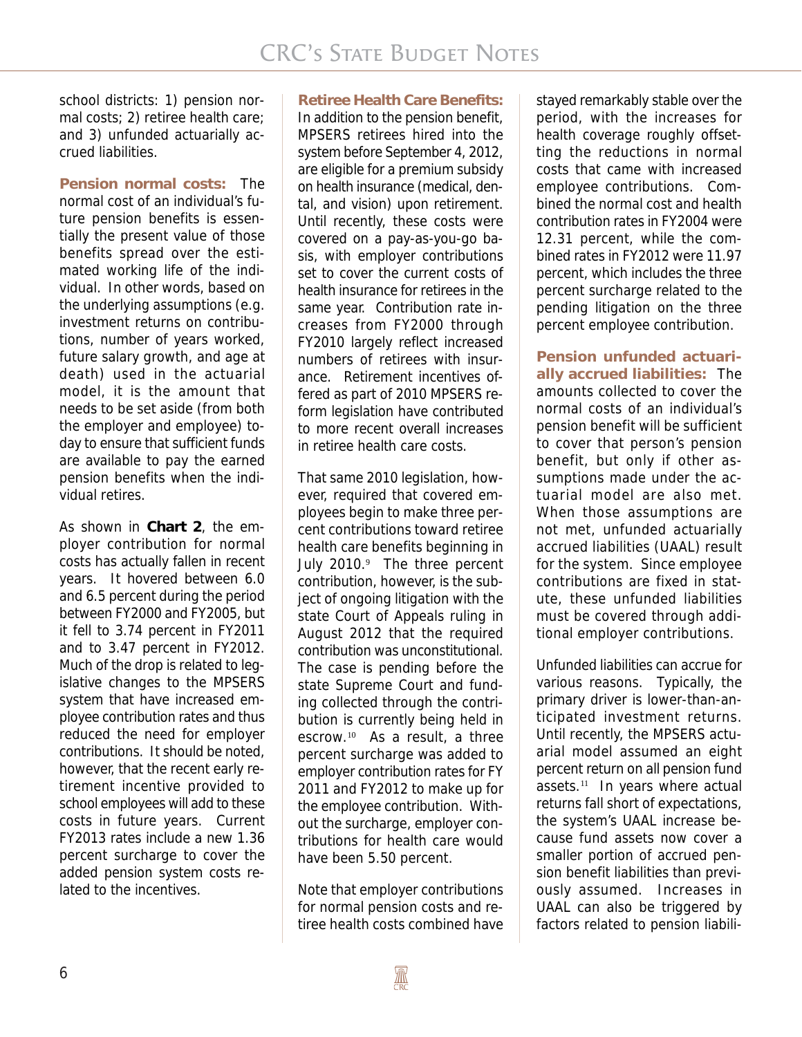school districts: 1) pension normal costs; 2) retiree health care; and 3) unfunded actuarially accrued liabilities.

**Pension normal costs:** The normal cost of an individual's future pension benefits is essentially the present value of those benefits spread over the estimated working life of the individual. In other words, based on the underlying assumptions (e.g. investment returns on contributions, number of years worked, future salary growth, and age at death) used in the actuarial model, it is the amount that needs to be set aside (from both the employer and employee) today to ensure that sufficient funds are available to pay the earned pension benefits when the individual retires.

As shown in **Chart 2**, the employer contribution for normal costs has actually fallen in recent years. It hovered between 6.0 and 6.5 percent during the period between FY2000 and FY2005, but it fell to 3.74 percent in FY2011 and to 3.47 percent in FY2012. Much of the drop is related to legislative changes to the MPSERS system that have increased employee contribution rates and thus reduced the need for employer contributions. It should be noted, however, that the recent early retirement incentive provided to school employees will add to these costs in future years. Current FY2013 rates include a new 1.36 percent surcharge to cover the added pension system costs related to the incentives.

**Retiree Health Care Benefits:** In addition to the pension benefit, MPSERS retirees hired into the system before September 4, 2012, are eligible for a premium subsidy on health insurance (medical, dental, and vision) upon retirement. Until recently, these costs were covered on a pay-as-you-go basis, with employer contributions set to cover the current costs of health insurance for retirees in the same year. Contribution rate increases from FY2000 through FY2010 largely reflect increased numbers of retirees with insurance. Retirement incentives offered as part of 2010 MPSERS reform legislation have contributed to more recent overall increases in retiree health care costs.

That same 2010 legislation, however, required that covered employees begin to make three percent contributions toward retiree health care benefits beginning in July 2010.[9] The three percent contribution, however, is the subject of ongoing litigation with the state Court of Appeals ruling in August 2012 that the required contribution was unconstitutional. The case is pending before the state Supreme Court and funding collected through the contribution is currently being held in escrow.[10] As a result, a three percent surcharge was added to employer contribution rates for FY 2011 and FY2012 to make up for the employee contribution. Without the surcharge, employer contributions for health care would have been 5.50 percent.

Note that employer contributions for normal pension costs and retiree health costs combined have stayed remarkably stable over the period, with the increases for health coverage roughly offsetting the reductions in normal costs that came with increased employee contributions. Combined the normal cost and health contribution rates in FY2004 were 12.31 percent, while the combined rates in FY2012 were 11.97 percent, which includes the three percent surcharge related to the pending litigation on the three percent employee contribution.

**Pension unfunded actuarially accrued liabilities:** The amounts collected to cover the normal costs of an individual's pension benefit will be sufficient to cover that person's pension benefit, but only if other assumptions made under the actuarial model are also met. When those assumptions are not met, unfunded actuarially accrued liabilities (UAAL) result for the system. Since employee contributions are fixed in statute, these unfunded liabilities must be covered through additional employer contributions.

Unfunded liabilities can accrue for various reasons. Typically, the primary driver is lower-than-anticipated investment returns. Until recently, the MPSERS actuarial model assumed an eight percent return on all pension fund assets.[11] In years where actual returns fall short of expectations, the system's UAAL increase because fund assets now cover a smaller portion of accrued pension benefit liabilities than previously assumed. Increases in UAAL can also be triggered by factors related to pension liabili-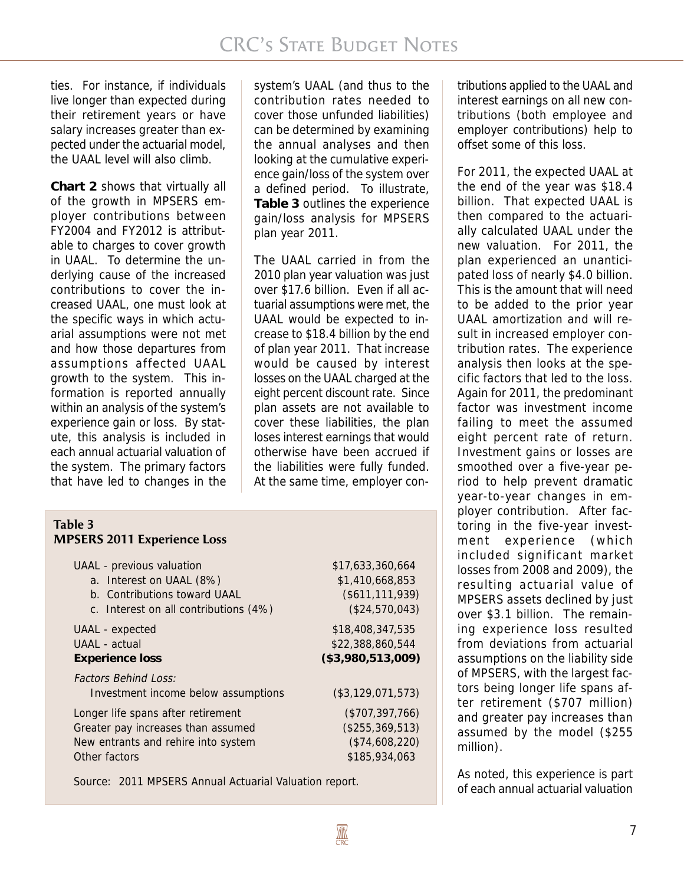ties. For instance, if individuals live longer than expected during their retirement years or have salary increases greater than expected under the actuarial model, the UAAL level will also climb.

**Chart 2** shows that virtually all of the growth in MPSERS employer contributions between FY2004 and FY2012 is attributable to charges to cover growth in UAAL. To determine the underlying cause of the increased contributions to cover the increased UAAL, one must look at the specific ways in which actuarial assumptions were not met and how those departures from assumptions affected UAAL growth to the system. This information is reported annually within an analysis of the system's experience gain or loss. By statute, this analysis is included in each annual actuarial valuation of the system. The primary factors that have led to changes in the system's UAAL (and thus to the contribution rates needed to cover those unfunded liabilities) can be determined by examining the annual analyses and then looking at the cumulative experience gain/loss of the system over a defined period. To illustrate, **Table 3** outlines the experience gain/loss analysis for MPSERS plan year 2011.

The UAAL carried in from the 2010 plan year valuation was just over $17.6 billion. Even if all actuarial assumptions were met, the UAAL would be expected to increase to $18.4 billion by the end of plan year 2011. That increase would be caused by interest losses on the UAAL charged at the eight percent discount rate. Since plan assets are not available to cover these liabilities, the plan loses interest earnings that would otherwise have been accrued if the liabilities were fully funded. At the same time, employer contributions applied to the UAAL and interest earnings on all new contributions (both employee and employer contributions) help to offset some of this loss.

For 2011, the expected UAAL at the end of the year was $18.4 billion. That expected UAAL is then compared to the actuarially calculated UAAL under the new valuation. For 2011, the plan experienced an unanticipated loss of nearly $4.0 billion. This is the amount that will need to be added to the prior year UAAL amortization and will result in increased employer contribution rates. The experience analysis then looks at the specific factors that led to the loss. Again for 2011, the predominant factor was investment income failing to meet the assumed eight percent rate of return. Investment gains or losses are smoothed over a five-year period to help prevent dramatic year-to-year changes in employer contribution. After factoring in the five-year investment experience (which included significant market losses from 2008 and 2009), the resulting actuarial value of MPSERS assets declined by just over $3.1 billion. The remaining experience loss resulted from deviations from actuarial assumptions on the liability side of MPSERS, with the largest factors being longer life spans after retirement ($707 million) and greater pay increases than assumed by the model ($255 million).

As noted, this experience is part of each annual actuarial valuation

**Table 3**
**MPSERS 2011 Experience Loss**

| | |
|---|---|
| UAAL - previous valuation | $17,633,360,664 |
| a. Interest on UAAL (8%) | $1,410,668,853 |
| b. Contributions toward UAAL | ($611,111,939) |
| c. Interest on all contributions (4%) | ($24,570,043) |
| UAAL - expected | $18,408,347,535 |
| UAAL - actual | $22,388,860,544 |
| **Experience loss** | **($3,980,513,009)** |
| *Factors Behind Loss:* | |
| Investment income below assumptions | ($3,129,071,573) |
| Longer life spans after retirement | ($707,397,766) |
| Greater pay increases than assumed | ($255,369,513) |
| New entrants and rehire into system | ($74,608,220) |
| Other factors | $185,934,063 |

Source: 2011 MPSERS Annual Actuarial Valuation report.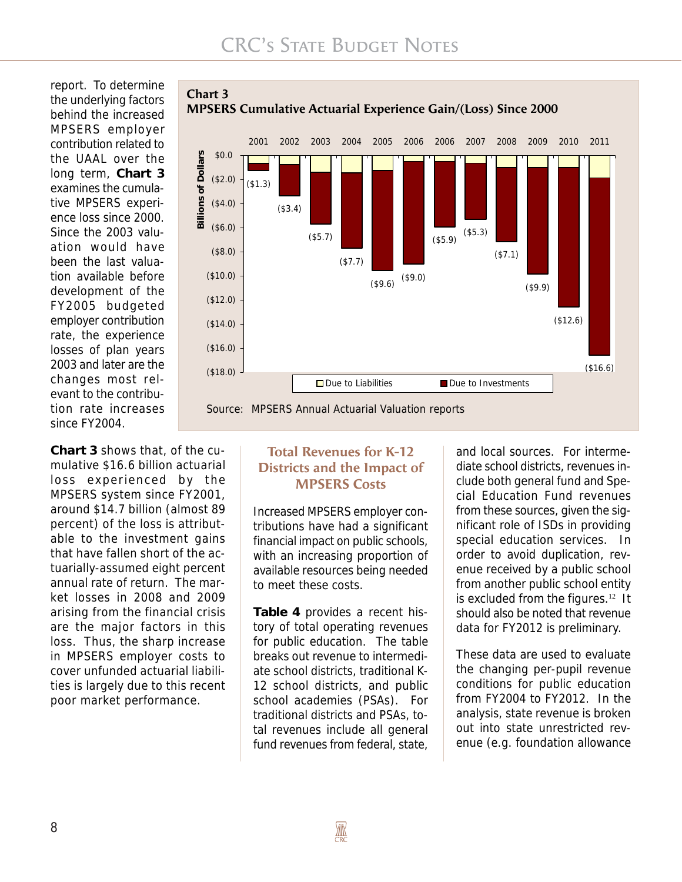report. To determine the underlying factors behind the increased MPSERS employer contribution related to the UAAL over the long term, **Chart 3** examines the cumulative MPSERS experience loss since 2000. Since the 2003 valuation would have been the last valuation available before development of the FY2005 budgeted employer contribution rate, the experience losses of plan years 2003 and later are the changes most relevant to the contribution rate increases since FY2004.

**Chart 3**
**MPSERS Cumulative Actuarial Experience Gain/(Loss) Since 2000**

| Year | Cumulative Gain/(Loss) (Billions of Dollars) |
|---|---|
| 2001 | ($1.3) |
| 2002 | ($3.4) |
| 2003 | ($5.7) |
| 2004 | ($7.7) |
| 2005 | ($9.6) |
| 2006 | ($9.0) |
| 2006 | ($5.9) |
| 2007 | ($5.3) |
| 2008 | ($7.1) |
| 2009 | ($9.9) |
| 2010 | ($12.6) |
| 2011 | ($16.6) |

Legend: Due to Liabilities; Due to Investments

Source: MPSERS Annual Actuarial Valuation reports

**Chart 3** shows that, of the cumulative $16.6 billion actuarial loss experienced by the MPSERS system since FY2001, around $14.7 billion (almost 89 percent) of the loss is attributable to the investment gains that have fallen short of the actuarially-assumed eight percent annual rate of return. The market losses in 2008 and 2009 arising from the financial crisis are the major factors in this loss. Thus, the sharp increase in MPSERS employer costs to cover unfunded actuarial liabilities is largely due to this recent poor market performance.

## Total Revenues for K-12 Districts and the Impact of MPSERS Costs

Increased MPSERS employer contributions have had a significant financial impact on public schools, with an increasing proportion of available resources being needed to meet these costs.

**Table 4** provides a recent history of total operating revenues for public education. The table breaks out revenue to intermediate school districts, traditional K-12 school districts, and public school academies (PSAs). For traditional districts and PSAs, total revenues include all general fund revenues from federal, state, and local sources. For intermediate school districts, revenues include both general fund and Special Education Fund revenues from these sources, given the significant role of ISDs in providing special education services. In order to avoid duplication, revenue received by a public school from another public school entity is excluded from the figures.[12] It should also be noted that revenue data for FY2012 is preliminary.

These data are used to evaluate the changing per-pupil revenue conditions for public education from FY2004 to FY2012. In the analysis, state revenue is broken out into state unrestricted revenue (e.g. foundation allowance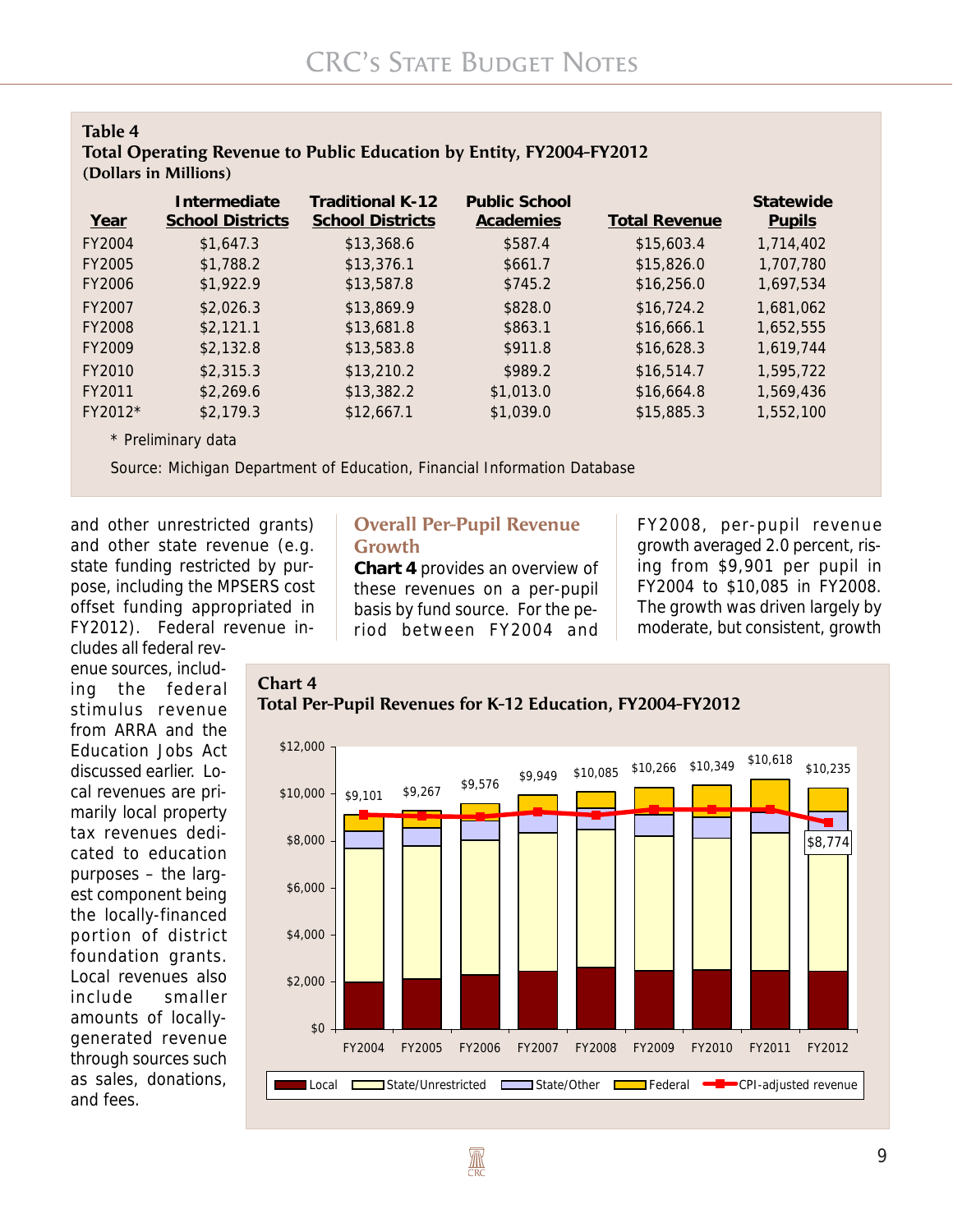**Table 4**
**Total Operating Revenue to Public Education by Entity, FY2004-FY2012**
**(Dollars in Millions)**

| Year | Intermediate School Districts | Traditional K-12 School Districts | Public School Academies | Total Revenue | Statewide Pupils |
|---|---|---|---|---|---|
| FY2004 | $1,647.3 | $13,368.6 | $587.4 | $15,603.4 | 1,714,402 |
| FY2005 | $1,788.2 | $13,376.1 | $661.7 | $15,826.0 | 1,707,780 |
| FY2006 | $1,922.9 | $13,587.8 | $745.2 | $16,256.0 | 1,697,534 |
| FY2007 | $2,026.3 | $13,869.9 | $828.0 | $16,724.2 | 1,681,062 |
| FY2008 | $2,121.1 | $13,681.8 | $863.1 | $16,666.1 | 1,652,555 |
| FY2009 | $2,132.8 | $13,583.8 | $911.8 | $16,628.3 | 1,619,744 |
| FY2010 | $2,315.3 | $13,210.2 | $989.2 | $16,514.7 | 1,595,722 |
| FY2011 | $2,269.6 | $13,382.2 | $1,013.0 | $16,664.8 | 1,569,436 |
| FY2012* | $2,179.3 | $12,667.1 | $1,039.0 | $15,885.3 | 1,552,100 |

\* Preliminary data

Source: Michigan Department of Education, Financial Information Database

and other unrestricted grants) and other state revenue (e.g. state funding restricted by purpose, including the MPSERS cost offset funding appropriated in FY2012). Federal revenue includes all federal revenue sources, including the federal stimulus revenue from ARRA and the Education Jobs Act discussed earlier. Local revenues are primarily local property tax revenues dedicated to education purposes – the largest component being the locally-financed portion of district foundation grants. Local revenues also include smaller amounts of locally-generated revenue through sources such as sales, donations, and fees.

## Overall Per-Pupil Revenue Growth

**Chart 4** provides an overview of these revenues on a per-pupil basis by fund source. For the period between FY2004 and FY2008, per-pupil revenue growth averaged 2.0 percent, rising from $9,901 per pupil in FY2004 to $10,085 in FY2008. The growth was driven largely by moderate, but consistent, growth

**Chart 4**
**Total Per-Pupil Revenues for K-12 Education, FY2004-FY2012**

| Year | Total Per-Pupil Revenue |
|---|---|
| FY2004 | $9,101 |
| FY2005 | $9,267 |
| FY2006 | $9,576 |
| FY2007 | $9,949 |
| FY2008 | $10,085 |
| FY2009 | $10,266 |
| FY2010 | $10,349 |
| FY2011 | $10,618 |
| FY2012 | $10,235 |

FY2012 CPI-adjusted revenue: $8,774

Legend: Local, State/Unrestricted, State/Other, Federal, CPI-adjusted revenue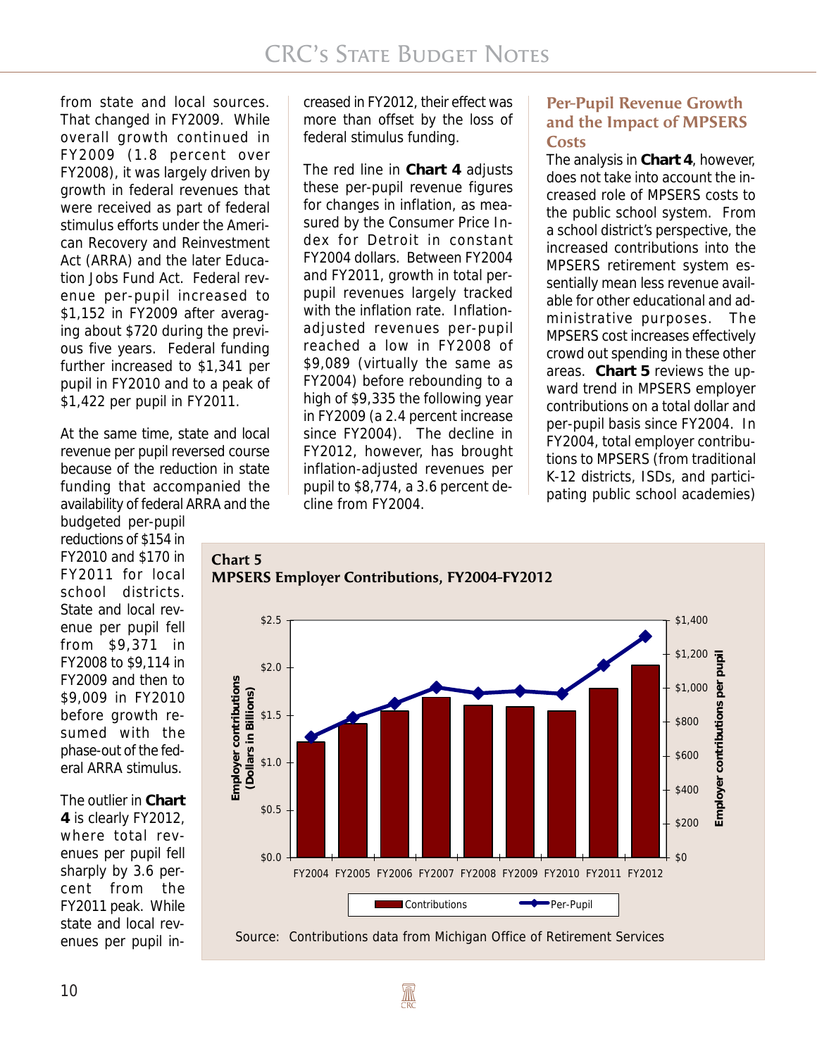from state and local sources. That changed in FY2009. While overall growth continued in FY2009 (1.8 percent over FY2008), it was largely driven by growth in federal revenues that were received as part of federal stimulus efforts under the American Recovery and Reinvestment Act (ARRA) and the later Education Jobs Fund Act. Federal revenue per-pupil increased to $1,152 in FY2009 after averaging about $720 during the previous five years. Federal funding further increased to $1,341 per pupil in FY2010 and to a peak of $1,422 per pupil in FY2011.

At the same time, state and local revenue per pupil reversed course because of the reduction in state funding that accompanied the availability of federal ARRA and the budgeted per-pupil reductions of $154 in FY2010 and $170 in FY2011 for local school districts. State and local revenue per pupil fell from $9,371 in FY2008 to $9,114 in FY2009 and then to $9,009 in FY2010 before growth resumed with the phase-out of the federal ARRA stimulus.

The outlier in **Chart 4** is clearly FY2012, where total revenues per pupil fell sharply by 3.6 percent from the FY2011 peak. While state and local revenues per pupil increased in FY2012, their effect was more than offset by the loss of federal stimulus funding.

The red line in **Chart 4** adjusts these per-pupil revenue figures for changes in inflation, as measured by the Consumer Price Index for Detroit in constant FY2004 dollars. Between FY2004 and FY2011, growth in total per-pupil revenues largely tracked with the inflation rate. Inflation-adjusted revenues per-pupil reached a low in FY2008 of $9,089 (virtually the same as FY2004) before rebounding to a high of $9,335 the following year in FY2009 (a 2.4 percent increase since FY2004). The decline in FY2012, however, has brought inflation-adjusted revenues per pupil to $8,774, a 3.6 percent decline from FY2004.

## Per-Pupil Revenue Growth and the Impact of MPSERS Costs

The analysis in **Chart 4**, however, does not take into account the increased role of MPSERS costs to the public school system. From a school district's perspective, the increased contributions into the MPSERS retirement system essentially mean less revenue available for other educational and administrative purposes. The MPSERS cost increases effectively crowd out spending in these other areas. **Chart 5** reviews the upward trend in MPSERS employer contributions on a total dollar and per-pupil basis since FY2004. In FY2004, total employer contributions to MPSERS (from traditional K-12 districts, ISDs, and participating public school academies)

**Chart 5**
**MPSERS Employer Contributions, FY2004-FY2012**

Source: Contributions data from Michigan Office of Retirement Services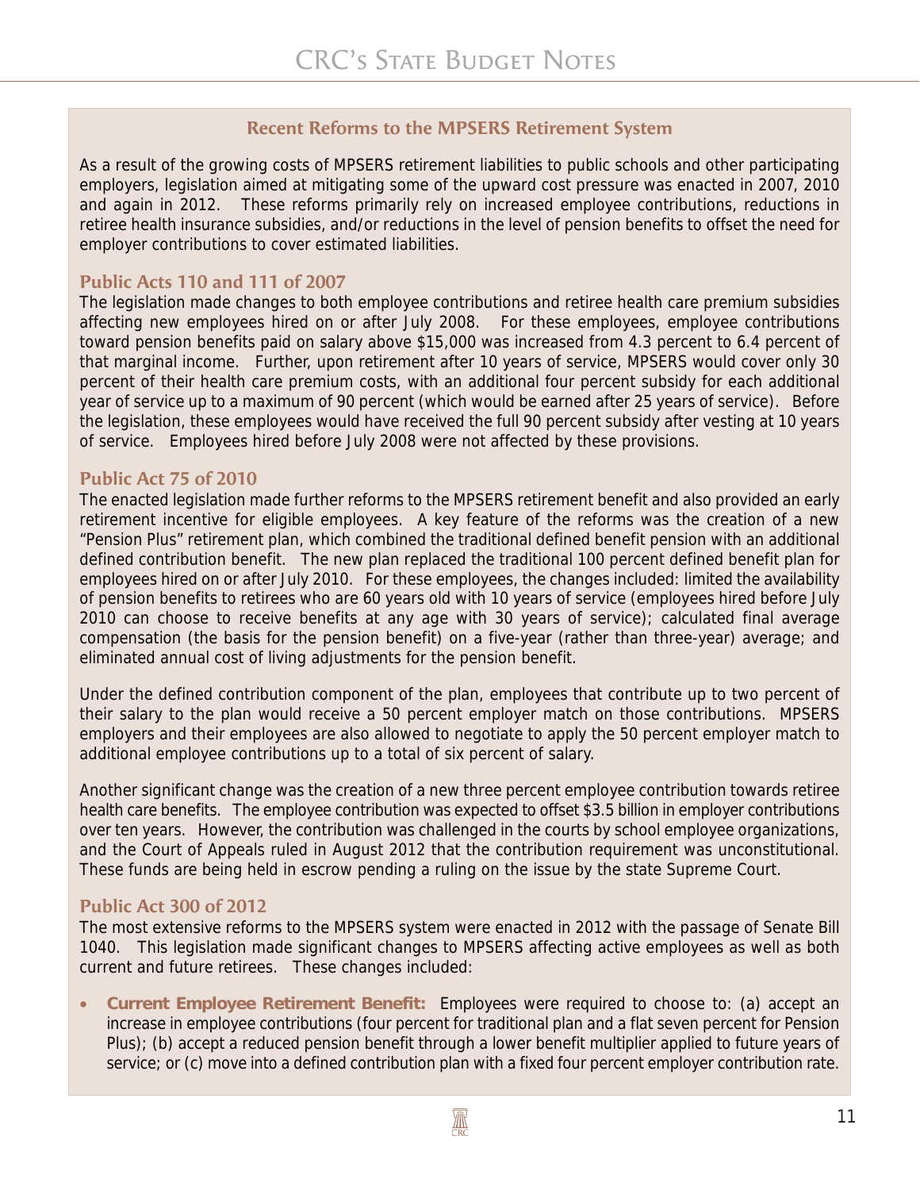## Recent Reforms to the MPSERS Retirement System

As a result of the growing costs of MPSERS retirement liabilities to public schools and other participating employers, legislation aimed at mitigating some of the upward cost pressure was enacted in 2007, 2010 and again in 2012. These reforms primarily rely on increased employee contributions, reductions in retiree health insurance subsidies, and/or reductions in the level of pension benefits to offset the need for employer contributions to cover estimated liabilities.

### Public Acts 110 and 111 of 2007

The legislation made changes to both employee contributions and retiree health care premium subsidies affecting new employees hired on or after July 2008. For these employees, employee contributions toward pension benefits paid on salary above $15,000 was increased from 4.3 percent to 6.4 percent of that marginal income. Further, upon retirement after 10 years of service, MPSERS would cover only 30 percent of their health care premium costs, with an additional four percent subsidy for each additional year of service up to a maximum of 90 percent (which would be earned after 25 years of service). Before the legislation, these employees would have received the full 90 percent subsidy after vesting at 10 years of service. Employees hired before July 2008 were not affected by these provisions.

### Public Act 75 of 2010

The enacted legislation made further reforms to the MPSERS retirement benefit and also provided an early retirement incentive for eligible employees. A key feature of the reforms was the creation of a new "Pension Plus" retirement plan, which combined the traditional defined benefit pension with an additional defined contribution benefit. The new plan replaced the traditional 100 percent defined benefit plan for employees hired on or after July 2010. For these employees, the changes included: limited the availability of pension benefits to retirees who are 60 years old with 10 years of service (employees hired before July 2010 can choose to receive benefits at any age with 30 years of service); calculated final average compensation (the basis for the pension benefit) on a five-year (rather than three-year) average; and eliminated annual cost of living adjustments for the pension benefit.

Under the defined contribution component of the plan, employees that contribute up to two percent of their salary to the plan would receive a 50 percent employer match on those contributions. MPSERS employers and their employees are also allowed to negotiate to apply the 50 percent employer match to additional employee contributions up to a total of six percent of salary.

Another significant change was the creation of a new three percent employee contribution towards retiree health care benefits. The employee contribution was expected to offset $3.5 billion in employer contributions over ten years. However, the contribution was challenged in the courts by school employee organizations, and the Court of Appeals ruled in August 2012 that the contribution requirement was unconstitutional. These funds are being held in escrow pending a ruling on the issue by the state Supreme Court.

### Public Act 300 of 2012

The most extensive reforms to the MPSERS system were enacted in 2012 with the passage of Senate Bill 1040. This legislation made significant changes to MPSERS affecting active employees as well as both current and future retirees. These changes included:

- **Current Employee Retirement Benefit:** Employees were required to choose to: (a) accept an increase in employee contributions (four percent for traditional plan and a flat seven percent for Pension Plus); (b) accept a reduced pension benefit through a lower benefit multiplier applied to future years of service; or (c) move into a defined contribution plan with a fixed four percent employer contribution rate.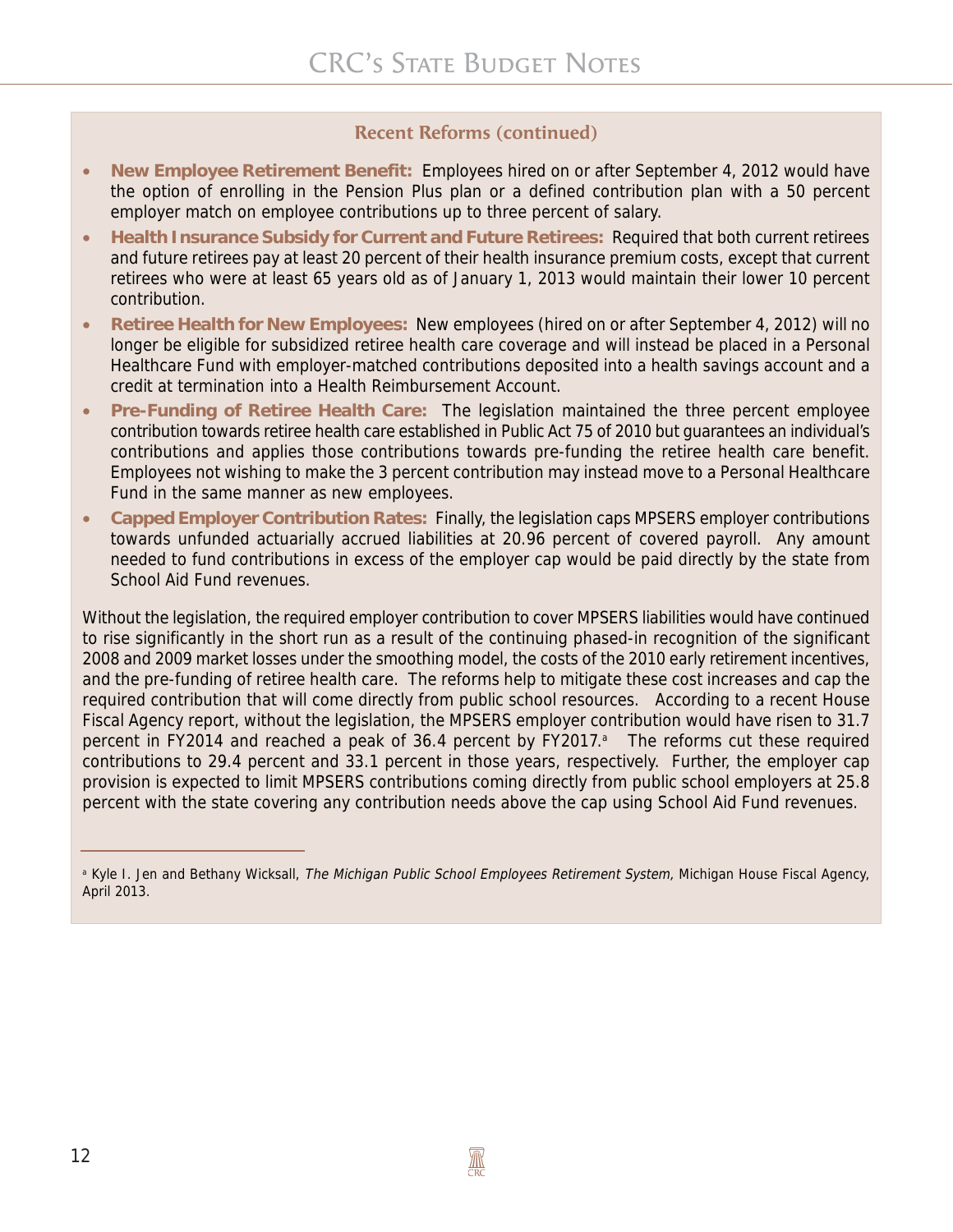### Recent Reforms (continued)

- **New Employee Retirement Benefit:** Employees hired on or after September 4, 2012 would have the option of enrolling in the Pension Plus plan or a defined contribution plan with a 50 percent employer match on employee contributions up to three percent of salary.
- **Health Insurance Subsidy for Current and Future Retirees:** Required that both current retirees and future retirees pay at least 20 percent of their health insurance premium costs, except that current retirees who were at least 65 years old as of January 1, 2013 would maintain their lower 10 percent contribution.
- **Retiree Health for New Employees:** New employees (hired on or after September 4, 2012) will no longer be eligible for subsidized retiree health care coverage and will instead be placed in a Personal Healthcare Fund with employer-matched contributions deposited into a health savings account and a credit at termination into a Health Reimbursement Account.
- **Pre-Funding of Retiree Health Care:** The legislation maintained the three percent employee contribution towards retiree health care established in Public Act 75 of 2010 but guarantees an individual's contributions and applies those contributions towards pre-funding the retiree health care benefit. Employees not wishing to make the 3 percent contribution may instead move to a Personal Healthcare Fund in the same manner as new employees.
- **Capped Employer Contribution Rates:** Finally, the legislation caps MPSERS employer contributions towards unfunded actuarially accrued liabilities at 20.96 percent of covered payroll. Any amount needed to fund contributions in excess of the employer cap would be paid directly by the state from School Aid Fund revenues.

Without the legislation, the required employer contribution to cover MPSERS liabilities would have continued to rise significantly in the short run as a result of the continuing phased-in recognition of the significant 2008 and 2009 market losses under the smoothing model, the costs of the 2010 early retirement incentives, and the pre-funding of retiree health care. The reforms help to mitigate these cost increases and cap the required contribution that will come directly from public school resources. According to a recent House Fiscal Agency report, without the legislation, the MPSERS employer contribution would have risen to 31.7 percent in FY2014 and reached a peak of 36.4 percent by FY2017.[a] The reforms cut these required contributions to 29.4 percent and 33.1 percent in those years, respectively. Further, the employer cap provision is expected to limit MPSERS contributions coming directly from public school employers at 25.8 percent with the state covering any contribution needs above the cap using School Aid Fund revenues.

---

[a] Kyle I. Jen and Bethany Wicksall, *The Michigan Public School Employees Retirement System,* Michigan House Fiscal Agency, April 2013.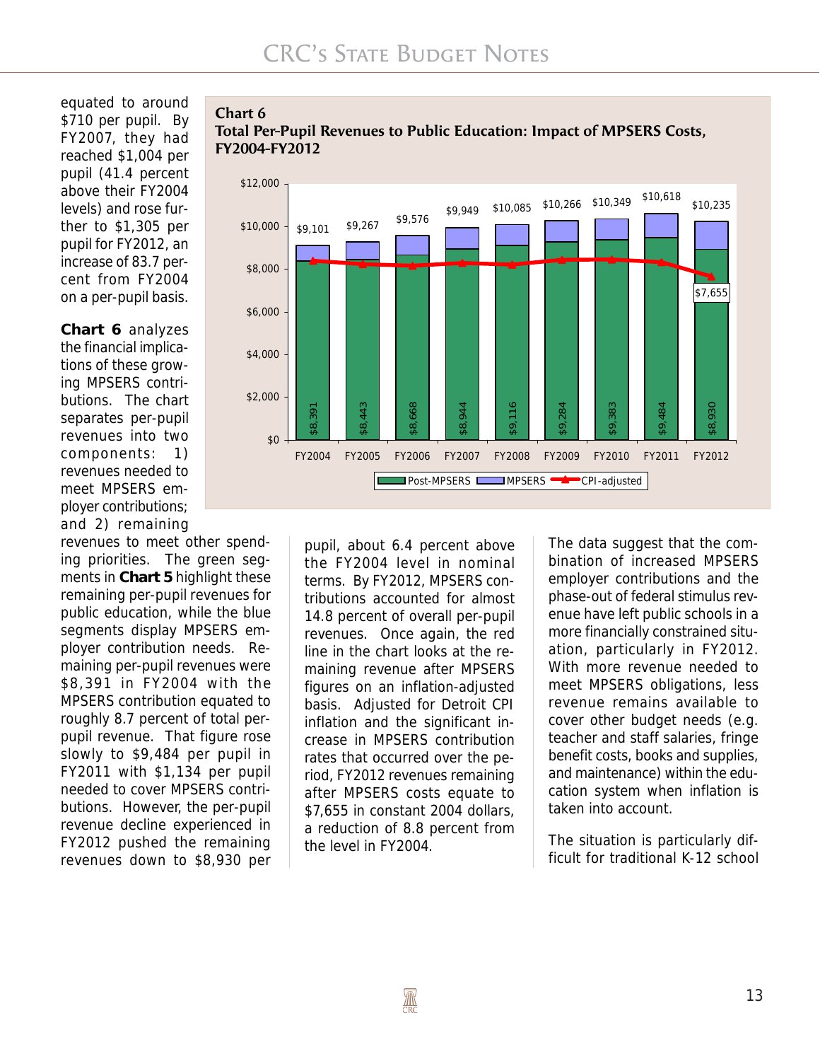equated to around $710 per pupil. By FY2007, they had reached $1,004 per pupil (41.4 percent above their FY2004 levels) and rose further to $1,305 per pupil for FY2012, an increase of 83.7 percent from FY2004 on a per-pupil basis.

**Chart 6** analyzes the financial implications of these growing MPSERS contributions. The chart separates per-pupil revenues into two components: 1) revenues needed to meet MPSERS employer contributions; and 2) remaining revenues to meet other spending priorities. The green segments in **Chart 5** highlight these remaining per-pupil revenues for public education, while the blue segments display MPSERS employer contribution needs. Remaining per-pupil revenues were $8,391 in FY2004 with the MPSERS contribution equated to roughly 8.7 percent of total per-pupil revenue. That figure rose slowly to $9,484 per pupil in FY2011 with $1,134 per pupil needed to cover MPSERS contributions. However, the per-pupil revenue decline experienced in FY2012 pushed the remaining revenues down to $8,930 per pupil, about 6.4 percent above the FY2004 level in nominal terms. By FY2012, MPSERS contributions accounted for almost 14.8 percent of overall per-pupil revenues. Once again, the red line in the chart looks at the remaining revenue after MPSERS figures on an inflation-adjusted basis. Adjusted for Detroit CPI inflation and the significant increase in MPSERS contribution rates that occurred over the period, FY2012 revenues remaining after MPSERS costs equate to $7,655 in constant 2004 dollars, a reduction of 8.8 percent from the level in FY2004.

**Chart 6**
**Total Per-Pupil Revenues to Public Education: Impact of MPSERS Costs, FY2004-FY2012**

| | FY2004 | FY2005 | FY2006 | FY2007 | FY2008 | FY2009 | FY2010 | FY2011 | FY2012 |
|---|---|---|---|---|---|---|---|---|---|
| Total | $9,101 | $9,267 | $9,576 | $9,949 | $10,085 | $10,266 | $10,349 | $10,618 | $10,235 |
| Post-MPSERS | $8,391 | $8,443 | $8,668 | $8,944 | $9,116 | $9,284 | $9,383 | $9,484 | $8,930 |
| CPI-adjusted | | | | | | | | | $7,655 |

Legend: Post-MPSERS, MPSERS, CPI-adjusted

The data suggest that the combination of increased MPSERS employer contributions and the phase-out of federal stimulus revenue have left public schools in a more financially constrained situation, particularly in FY2012. With more revenue needed to meet MPSERS obligations, less revenue remains available to cover other budget needs (e.g. teacher and staff salaries, fringe benefit costs, books and supplies, and maintenance) within the education system when inflation is taken into account.

The situation is particularly difficult for traditional K-12 school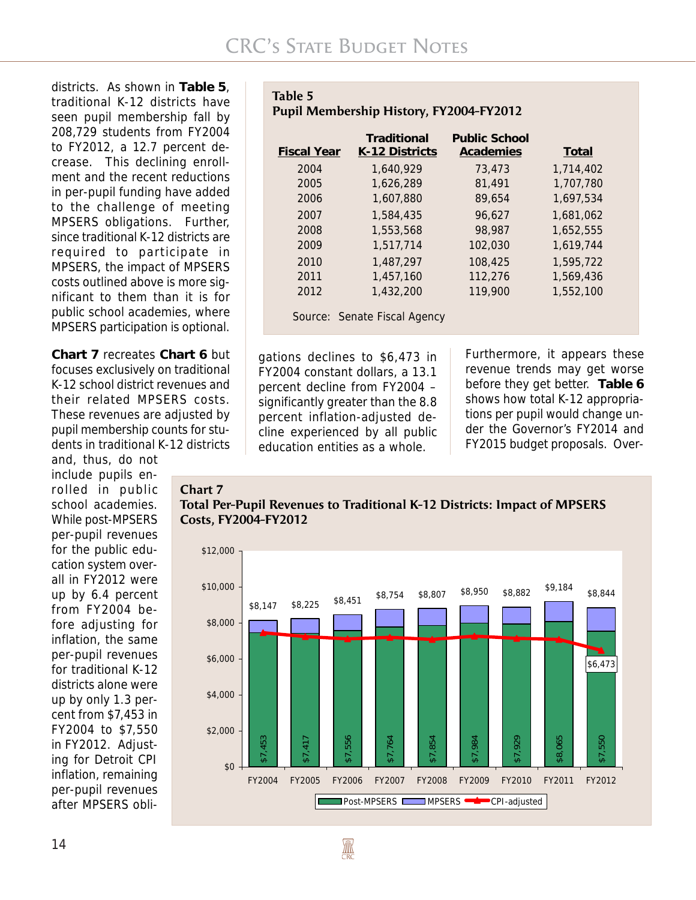districts. As shown in **Table 5**, traditional K-12 districts have seen pupil membership fall by 208,729 students from FY2004 to FY2012, a 12.7 percent decrease. This declining enrollment and the recent reductions in per-pupil funding have added to the challenge of meeting MPSERS obligations. Further, since traditional K-12 districts are required to participate in MPSERS, the impact of MPSERS costs outlined above is more significant to them than it is for public school academies, where MPSERS participation is optional.

**Table 5**
**Pupil Membership History, FY2004-FY2012**

| Fiscal Year | Traditional K-12 Districts | Public School Academies | Total |
|---|---|---|---|
| 2004 | 1,640,929 | 73,473 | 1,714,402 |
| 2005 | 1,626,289 | 81,491 | 1,707,780 |
| 2006 | 1,607,880 | 89,654 | 1,697,534 |
| 2007 | 1,584,435 | 96,627 | 1,681,062 |
| 2008 | 1,553,568 | 98,987 | 1,652,555 |
| 2009 | 1,517,714 | 102,030 | 1,619,744 |
| 2010 | 1,487,297 | 108,425 | 1,595,722 |
| 2011 | 1,457,160 | 112,276 | 1,569,436 |
| 2012 | 1,432,200 | 119,900 | 1,552,100 |

Source: Senate Fiscal Agency

**Chart 7** recreates **Chart 6** but focuses exclusively on traditional K-12 school district revenues and their related MPSERS costs. These revenues are adjusted by pupil membership counts for students in traditional K-12 districts and, thus, do not include pupils enrolled in public school academies. While post-MPSERS per-pupil revenues for the public education system overall in FY2012 were up by 6.4 percent from FY2004 before adjusting for inflation, the same per-pupil revenues for traditional K-12 districts alone were up by only 1.3 percent from $7,453 in FY2004 to $7,550 in FY2012. Adjusting for Detroit CPI inflation, remaining per-pupil revenues after MPSERS obligations declines to $6,473 in FY2004 constant dollars, a 13.1 percent decline from FY2004 – significantly greater than the 8.8 percent inflation-adjusted decline experienced by all public education entities as a whole.

Furthermore, it appears these revenue trends may get worse before they get better. **Table 6** shows how total K-12 appropriations per pupil would change under the Governor's FY2014 and FY2015 budget proposals. Over-

**Chart 7**
**Total Per-Pupil Revenues to Traditional K-12 Districts: Impact of MPSERS Costs, FY2004-FY2012**

| Fiscal Year | Post-MPSERS | Total (incl. MPSERS) |
|---|---|---|
| FY2004 | $7,453 | $8,147 |
| FY2005 | $7,417 | $8,225 |
| FY2006 | $7,556 | $8,451 |
| FY2007 | $7,764 | $8,754 |
| FY2008 | $7,854 | $8,807 |
| FY2009 | $7,984 | $8,950 |
| FY2010 | $7,929 | $8,882 |
| FY2011 | $8,065 | $9,184 |
| FY2012 | $7,550 | $8,844 |

Legend: Post-MPSERS, MPSERS, CPI-adjusted (FY2012: $6,473)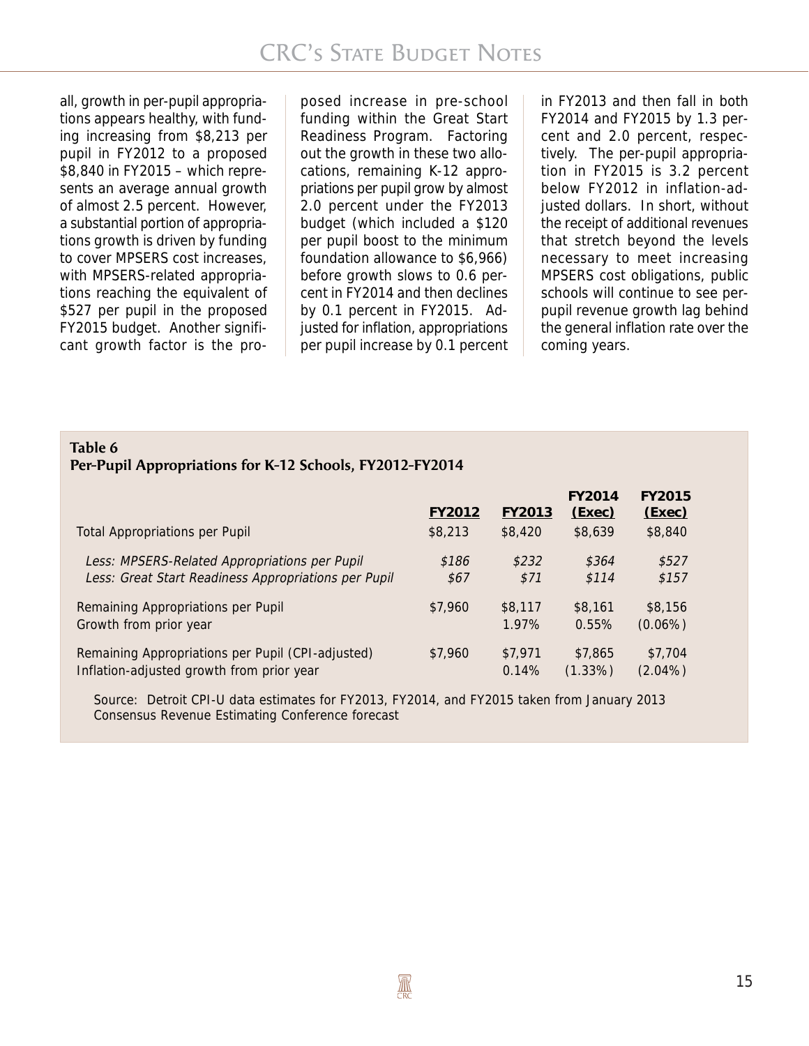all, growth in per-pupil appropriations appears healthy, with funding increasing from $8,213 per pupil in FY2012 to a proposed $8,840 in FY2015 – which represents an average annual growth of almost 2.5 percent. However, a substantial portion of appropriations growth is driven by funding to cover MPSERS cost increases, with MPSERS-related appropriations reaching the equivalent of $527 per pupil in the proposed FY2015 budget. Another significant growth factor is the proposed increase in pre-school funding within the Great Start Readiness Program. Factoring out the growth in these two allocations, remaining K-12 appropriations per pupil grow by almost 2.0 percent under the FY2013 budget (which included a $120 per pupil boost to the minimum foundation allowance to $6,966) before growth slows to 0.6 percent in FY2014 and then declines by 0.1 percent in FY2015. Adjusted for inflation, appropriations per pupil increase by 0.1 percent in FY2013 and then fall in both FY2014 and FY2015 by 1.3 percent and 2.0 percent, respectively. The per-pupil appropriation in FY2015 is 3.2 percent below FY2012 in inflation-adjusted dollars. In short, without the receipt of additional revenues that stretch beyond the levels necessary to meet increasing MPSERS cost obligations, public schools will continue to see per-pupil revenue growth lag behind the general inflation rate over the coming years.

**Table 6**
**Per-Pupil Appropriations for K-12 Schools, FY2012-FY2014**

| | FY2012 | FY2013 | FY2014 (Exec) | FY2015 (Exec) |
|---|---|---|---|---|
| Total Appropriations per Pupil | $8,213 | $8,420 | $8,639 | $8,840 |
| *Less: MPSERS-Related Appropriations per Pupil* | *$186* | *$232* | *$364* | *$527* |
| *Less: Great Start Readiness Appropriations per Pupil* | *$67* | *$71* | *$114* | *$157* |
| Remaining Appropriations per Pupil | $7,960 | $8,117 | $8,161 | $8,156 |
| Growth from prior year | | 1.97% | 0.55% | (0.06%) |
| Remaining Appropriations per Pupil (CPI-adjusted) | $7,960 | $7,971 | $7,865 | $7,704 |
| Inflation-adjusted growth from prior year | | 0.14% | (1.33%) | (2.04%) |

Source: Detroit CPI-U data estimates for FY2013, FY2014, and FY2015 taken from January 2013 Consensus Revenue Estimating Conference forecast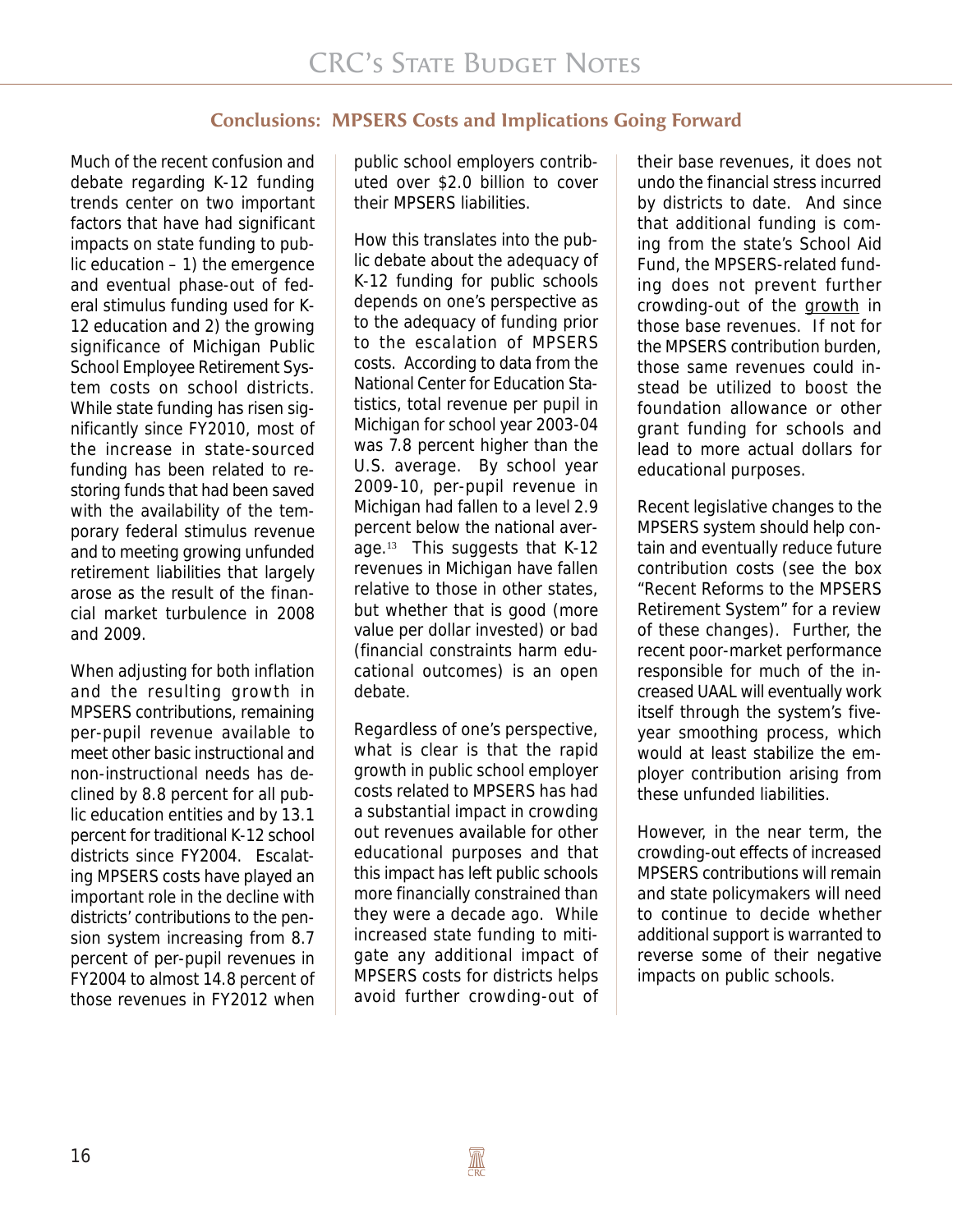## Conclusions: MPSERS Costs and Implications Going Forward

Much of the recent confusion and debate regarding K-12 funding trends center on two important factors that have had significant impacts on state funding to public education – 1) the emergence and eventual phase-out of federal stimulus funding used for K-12 education and 2) the growing significance of Michigan Public School Employee Retirement System costs on school districts. While state funding has risen significantly since FY2010, most of the increase in state-sourced funding has been related to restoring funds that had been saved with the availability of the temporary federal stimulus revenue and to meeting growing unfunded retirement liabilities that largely arose as the result of the financial market turbulence in 2008 and 2009.

When adjusting for both inflation and the resulting growth in MPSERS contributions, remaining per-pupil revenue available to meet other basic instructional and non-instructional needs has declined by 8.8 percent for all public education entities and by 13.1 percent for traditional K-12 school districts since FY2004. Escalating MPSERS costs have played an important role in the decline with districts' contributions to the pension system increasing from 8.7 percent of per-pupil revenues in FY2004 to almost 14.8 percent of those revenues in FY2012 when public school employers contributed over $2.0 billion to cover their MPSERS liabilities.

How this translates into the public debate about the adequacy of K-12 funding for public schools depends on one's perspective as to the adequacy of funding prior to the escalation of MPSERS costs. According to data from the National Center for Education Statistics, total revenue per pupil in Michigan for school year 2003-04 was 7.8 percent higher than the U.S. average. By school year 2009-10, per-pupil revenue in Michigan had fallen to a level 2.9 percent below the national average.[13] This suggests that K-12 revenues in Michigan have fallen relative to those in other states, but whether that is good (more value per dollar invested) or bad (financial constraints harm educational outcomes) is an open debate.

Regardless of one's perspective, what is clear is that the rapid growth in public school employer costs related to MPSERS has had a substantial impact in crowding out revenues available for other educational purposes and that this impact has left public schools more financially constrained than they were a decade ago. While increased state funding to mitigate any additional impact of MPSERS costs for districts helps avoid further crowding-out of their base revenues, it does not undo the financial stress incurred by districts to date. And since that additional funding is coming from the state's School Aid Fund, the MPSERS-related funding does not prevent further crowding-out of the growth in those base revenues. If not for the MPSERS contribution burden, those same revenues could instead be utilized to boost the foundation allowance or other grant funding for schools and lead to more actual dollars for educational purposes.

Recent legislative changes to the MPSERS system should help contain and eventually reduce future contribution costs (see the box "Recent Reforms to the MPSERS Retirement System" for a review of these changes). Further, the recent poor-market performance responsible for much of the increased UAAL will eventually work itself through the system's five-year smoothing process, which would at least stabilize the employer contribution arising from these unfunded liabilities.

However, in the near term, the crowding-out effects of increased MPSERS contributions will remain and state policymakers will need to continue to decide whether additional support is warranted to reverse some of their negative impacts on public schools.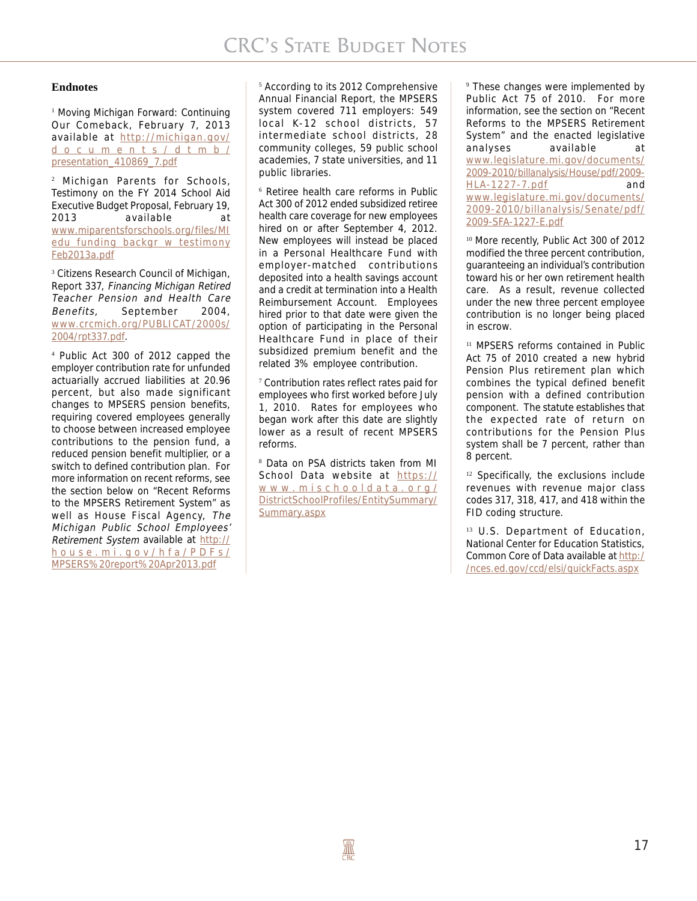## Endnotes

[1] Moving Michigan Forward: Continuing Our Comeback, February 7, 2013 available at http://michigan.gov/documents/dtmb/presentation_410869_7.pdf

[2] Michigan Parents for Schools, Testimony on the FY 2014 School Aid Executive Budget Proposal, February 19, 2013 available at www.miparentsforschools.org/files/MI edu funding backgr w testimony Feb2013a.pdf

[3] Citizens Research Council of Michigan, Report 337, *Financing Michigan Retired Teacher Pension and Health Care Benefits,* September 2004, www.crcmich.org/PUBLICAT/2000s/2004/rpt337.pdf.

[4] Public Act 300 of 2012 capped the employer contribution rate for unfunded actuarially accrued liabilities at 20.96 percent, but also made significant changes to MPSERS pension benefits, requiring covered employees generally to choose between increased employee contributions to the pension fund, a reduced pension benefit multiplier, or a switch to defined contribution plan. For more information on recent reforms, see the section below on "Recent Reforms to the MPSERS Retirement System" as well as House Fiscal Agency, *The Michigan Public School Employees' Retirement System* available at http://house.mi.gov/hfa/PDFs/MPSERS%20report%20Apr2013.pdf

[5] According to its 2012 Comprehensive Annual Financial Report, the MPSERS system covered 711 employers: 549 local K-12 school districts, 57 intermediate school districts, 28 community colleges, 59 public school academies, 7 state universities, and 11 public libraries.

[6] Retiree health care reforms in Public Act 300 of 2012 ended subsidized retiree health care coverage for new employees hired on or after September 4, 2012. New employees will instead be placed in a Personal Healthcare Fund with employer-matched contributions deposited into a health savings account and a credit at termination into a Health Reimbursement Account. Employees hired prior to that date were given the option of participating in the Personal Healthcare Fund in place of their subsidized premium benefit and the related 3% employee contribution.

[7] Contribution rates reflect rates paid for employees who first worked before July 1, 2010. Rates for employees who began work after this date are slightly lower as a result of recent MPSERS reforms.

[8] Data on PSA districts taken from MI School Data website at https://www.mischooldata.org/DistrictSchoolProfiles/EntitySummary/Summary.aspx

[9] These changes were implemented by Public Act 75 of 2010. For more information, see the section on "Recent Reforms to the MPSERS Retirement System" and the enacted legislative analyses available at www.legislature.mi.gov/documents/2009-2010/billanalysis/House/pdf/2009-HLA-1227-7.pdf and www.legislature.mi.gov/documents/2009-2010/billanalysis/Senate/pdf/2009-SFA-1227-E.pdf

[10] More recently, Public Act 300 of 2012 modified the three percent contribution, guaranteeing an individual's contribution toward his or her own retirement health care. As a result, revenue collected under the new three percent employee contribution is no longer being placed in escrow.

[11] MPSERS reforms contained in Public Act 75 of 2010 created a new hybrid Pension Plus retirement plan which combines the typical defined benefit pension with a defined contribution component. The statute establishes that the expected rate of return on contributions for the Pension Plus system shall be 7 percent, rather than 8 percent.

[12] Specifically, the exclusions include revenues with revenue major class codes 317, 318, 417, and 418 within the FID coding structure.

[13] U.S. Department of Education, National Center for Education Statistics, Common Core of Data available at http://nces.ed.gov/ccd/elsi/quickFacts.aspx